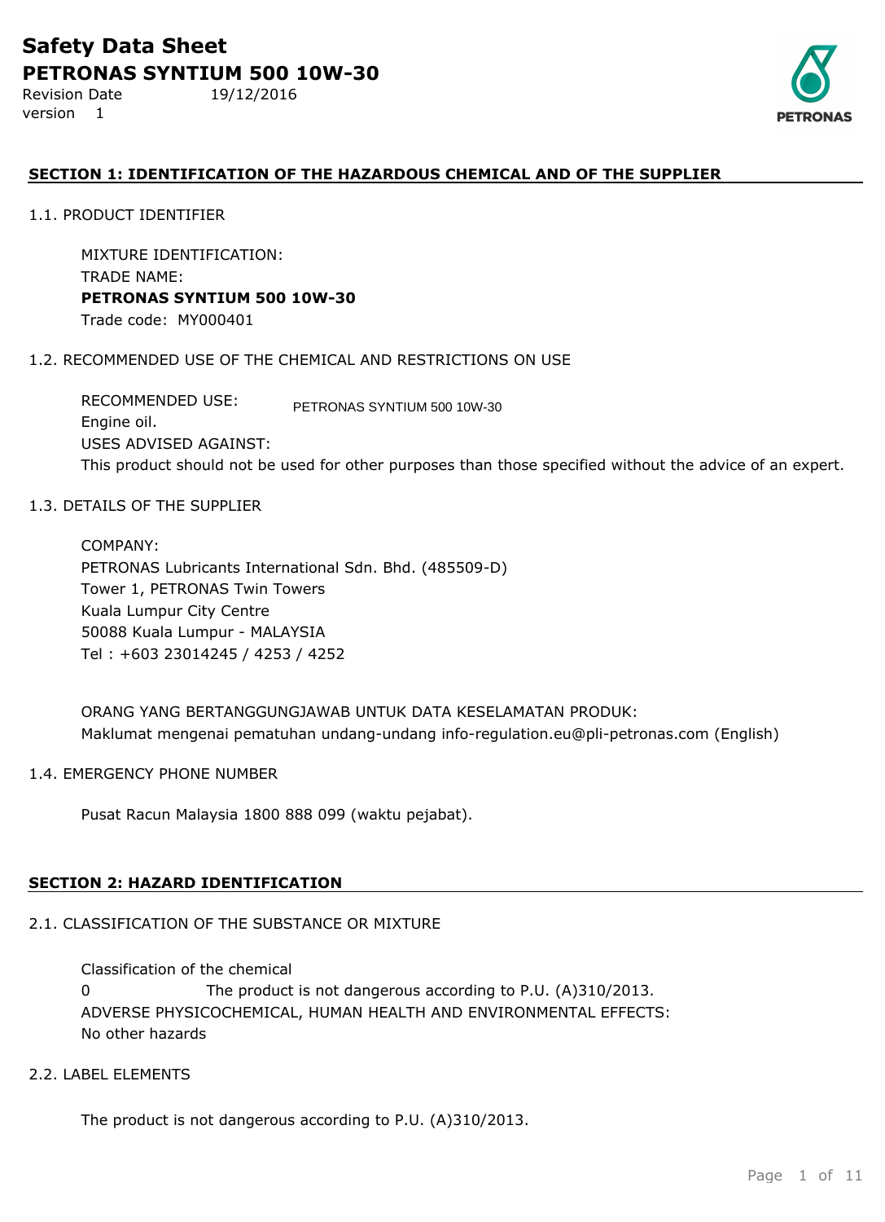# Safety Data Sheet

## PETRONAS SYNTIUM 500 10W-30

Revision Date 19/12/2016
version 1

PETRONAS

### SECTION 1: IDENTIFICATION OF THE HAZARDOUS CHEMICAL AND OF THE SUPPLIER

1.1. PRODUCT IDENTIFIER

MIXTURE IDENTIFICATION:
TRADE NAME:
**PETRONAS SYNTIUM 500 10W-30**
Trade code: MY000401

1.2. RECOMMENDED USE OF THE CHEMICAL AND RESTRICTIONS ON USE

RECOMMENDED USE: PETRONAS SYNTIUM 500 10W-30
Engine oil.
USES ADVISED AGAINST:
This product should not be used for other purposes than those specified without the advice of an expert.

1.3. DETAILS OF THE SUPPLIER

COMPANY:
PETRONAS Lubricants International Sdn. Bhd. (485509-D)
Tower 1, PETRONAS Twin Towers
Kuala Lumpur City Centre
50088 Kuala Lumpur - MALAYSIA
Tel : +603 23014245 / 4253 / 4252

ORANG YANG BERTANGGUNGJAWAB UNTUK DATA KESELAMATAN PRODUK:
Maklumat mengenai pematuhan undang-undang info-regulation.eu@pli-petronas.com (English)

1.4. EMERGENCY PHONE NUMBER

Pusat Racun Malaysia 1800 888 099 (waktu pejabat).

### SECTION 2: HAZARD IDENTIFICATION

2.1. CLASSIFICATION OF THE SUBSTANCE OR MIXTURE

Classification of the chemical
0 The product is not dangerous according to P.U. (A)310/2013.
ADVERSE PHYSICOCHEMICAL, HUMAN HEALTH AND ENVIRONMENTAL EFFECTS:
No other hazards

2.2. LABEL ELEMENTS

The product is not dangerous according to P.U. (A)310/2013.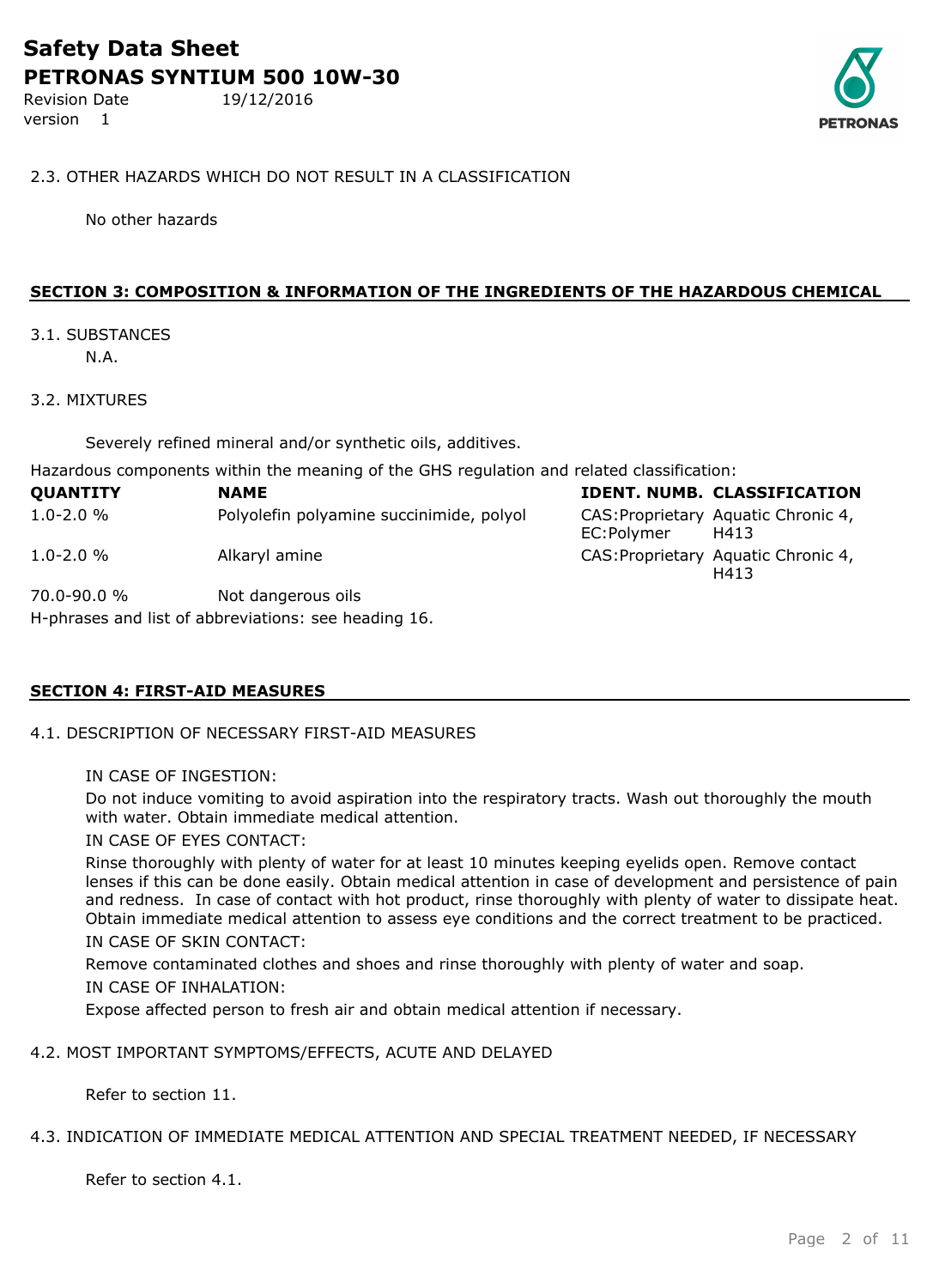2.3. OTHER HAZARDS WHICH DO NOT RESULT IN A CLASSIFICATION

No other hazards

## SECTION 3: COMPOSITION & INFORMATION OF THE INGREDIENTS OF THE HAZARDOUS CHEMICAL

3.1. SUBSTANCES

N.A.

3.2. MIXTURES

Severely refined mineral and/or synthetic oils, additives.

Hazardous components within the meaning of the GHS regulation and related classification:

| QUANTITY | NAME | IDENT. NUMB. | CLASSIFICATION |
|---|---|---|---|
| 1.0-2.0 % | Polyolefin polyamine succinimide, polyol | CAS:Proprietary EC:Polymer | Aquatic Chronic 4, H413 |
| 1.0-2.0 % | Alkaryl amine | CAS:Proprietary | Aquatic Chronic 4, H413 |
| 70.0-90.0 % | Not dangerous oils | | |

H-phrases and list of abbreviations: see heading 16.

## SECTION 4: FIRST-AID MEASURES

4.1. DESCRIPTION OF NECESSARY FIRST-AID MEASURES

IN CASE OF INGESTION:

Do not induce vomiting to avoid aspiration into the respiratory tracts. Wash out thoroughly the mouth with water. Obtain immediate medical attention.

IN CASE OF EYES CONTACT:

Rinse thoroughly with plenty of water for at least 10 minutes keeping eyelids open. Remove contact lenses if this can be done easily. Obtain medical attention in case of development and persistence of pain and redness. In case of contact with hot product, rinse thoroughly with plenty of water to dissipate heat. Obtain immediate medical attention to assess eye conditions and the correct treatment to be practiced.

IN CASE OF SKIN CONTACT:

Remove contaminated clothes and shoes and rinse thoroughly with plenty of water and soap.

IN CASE OF INHALATION:

Expose affected person to fresh air and obtain medical attention if necessary.

4.2. MOST IMPORTANT SYMPTOMS/EFFECTS, ACUTE AND DELAYED

Refer to section 11.

4.3. INDICATION OF IMMEDIATE MEDICAL ATTENTION AND SPECIAL TREATMENT NEEDED, IF NECESSARY

Refer to section 4.1.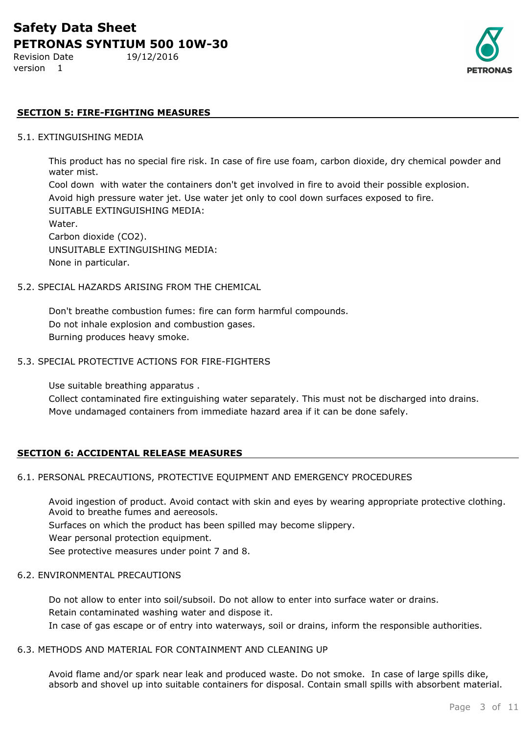## SECTION 5: FIRE-FIGHTING MEASURES

### 5.1. EXTINGUISHING MEDIA

This product has no special fire risk. In case of fire use foam, carbon dioxide, dry chemical powder and water mist.

Cool down with water the containers don't get involved in fire to avoid their possible explosion.

Avoid high pressure water jet. Use water jet only to cool down surfaces exposed to fire.

SUITABLE EXTINGUISHING MEDIA:

Water.

Carbon dioxide ($CO_2$).

UNSUITABLE EXTINGUISHING MEDIA:

None in particular.

### 5.2. SPECIAL HAZARDS ARISING FROM THE CHEMICAL

Don't breathe combustion fumes: fire can form harmful compounds.

Do not inhale explosion and combustion gases.

Burning produces heavy smoke.

### 5.3. SPECIAL PROTECTIVE ACTIONS FOR FIRE-FIGHTERS

Use suitable breathing apparatus .

Collect contaminated fire extinguishing water separately. This must not be discharged into drains.

Move undamaged containers from immediate hazard area if it can be done safely.

## SECTION 6: ACCIDENTAL RELEASE MEASURES

### 6.1. PERSONAL PRECAUTIONS, PROTECTIVE EQUIPMENT AND EMERGENCY PROCEDURES

Avoid ingestion of product. Avoid contact with skin and eyes by wearing appropriate protective clothing. Avoid to breathe fumes and aereosols.

Surfaces on which the product has been spilled may become slippery.

Wear personal protection equipment.

See protective measures under point 7 and 8.

### 6.2. ENVIRONMENTAL PRECAUTIONS

Do not allow to enter into soil/subsoil. Do not allow to enter into surface water or drains.

Retain contaminated washing water and dispose it.

In case of gas escape or of entry into waterways, soil or drains, inform the responsible authorities.

### 6.3. METHODS AND MATERIAL FOR CONTAINMENT AND CLEANING UP

Avoid flame and/or spark near leak and produced waste. Do not smoke. In case of large spills dike, absorb and shovel up into suitable containers for disposal. Contain small spills with absorbent material.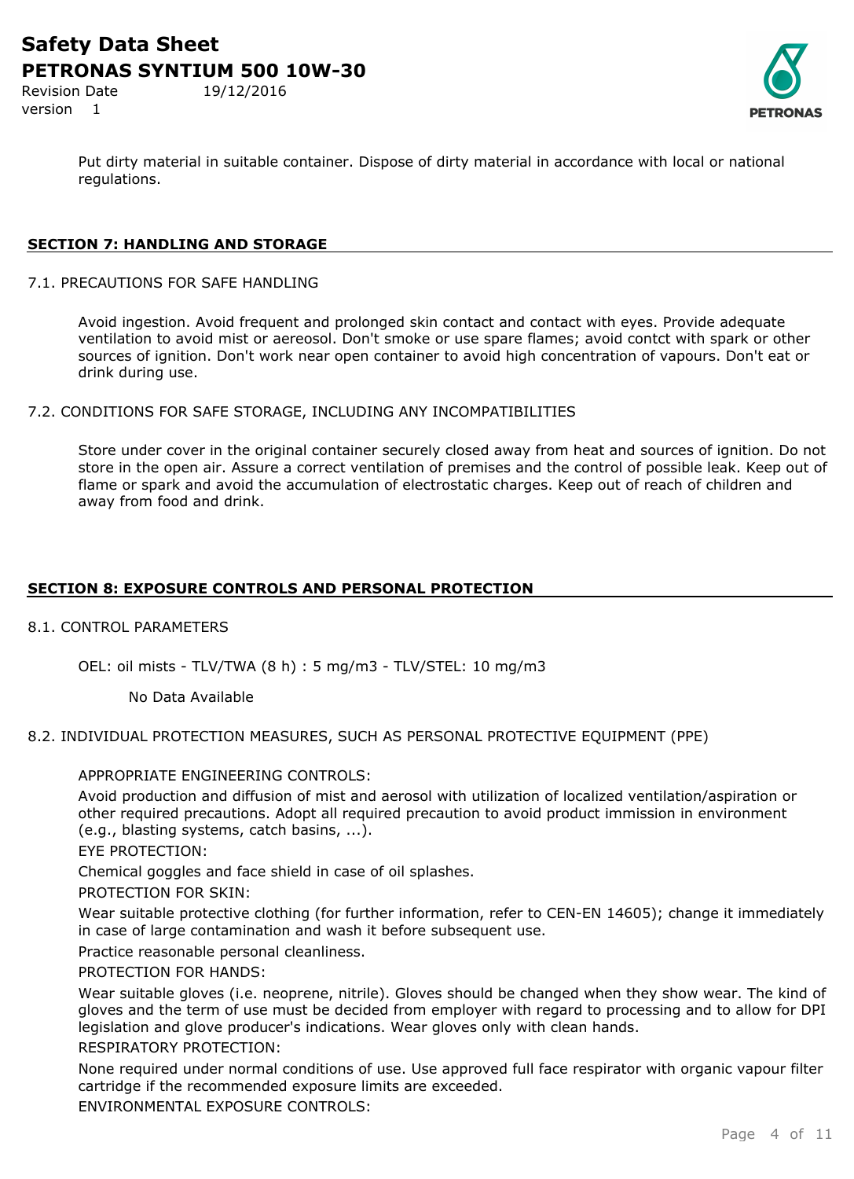Put dirty material in suitable container. Dispose of dirty material in accordance with local or national regulations.

## SECTION 7: HANDLING AND STORAGE

### 7.1. PRECAUTIONS FOR SAFE HANDLING

Avoid ingestion. Avoid frequent and prolonged skin contact and contact with eyes. Provide adequate ventilation to avoid mist or aereosol. Don't smoke or use spare flames; avoid contct with spark or other sources of ignition. Don't work near open container to avoid high concentration of vapours. Don't eat or drink during use.

### 7.2. CONDITIONS FOR SAFE STORAGE, INCLUDING ANY INCOMPATIBILITIES

Store under cover in the original container securely closed away from heat and sources of ignition. Do not store in the open air. Assure a correct ventilation of premises and the control of possible leak. Keep out of flame or spark and avoid the accumulation of electrostatic charges. Keep out of reach of children and away from food and drink.

## SECTION 8: EXPOSURE CONTROLS AND PERSONAL PROTECTION

### 8.1. CONTROL PARAMETERS

OEL: oil mists - TLV/TWA (8 h) : 5 mg/m3 - TLV/STEL: 10 mg/m3

No Data Available

### 8.2. INDIVIDUAL PROTECTION MEASURES, SUCH AS PERSONAL PROTECTIVE EQUIPMENT (PPE)

APPROPRIATE ENGINEERING CONTROLS:

Avoid production and diffusion of mist and aerosol with utilization of localized ventilation/aspiration or other required precautions. Adopt all required precaution to avoid product immission in environment (e.g., blasting systems, catch basins, ...).

EYE PROTECTION:

Chemical goggles and face shield in case of oil splashes.

PROTECTION FOR SKIN:

Wear suitable protective clothing (for further information, refer to CEN-EN 14605); change it immediately in case of large contamination and wash it before subsequent use.

Practice reasonable personal cleanliness.

PROTECTION FOR HANDS:

Wear suitable gloves (i.e. neoprene, nitrile). Gloves should be changed when they show wear. The kind of gloves and the term of use must be decided from employer with regard to processing and to allow for DPI legislation and glove producer's indications. Wear gloves only with clean hands.

RESPIRATORY PROTECTION:

None required under normal conditions of use. Use approved full face respirator with organic vapour filter cartridge if the recommended exposure limits are exceeded.

ENVIRONMENTAL EXPOSURE CONTROLS: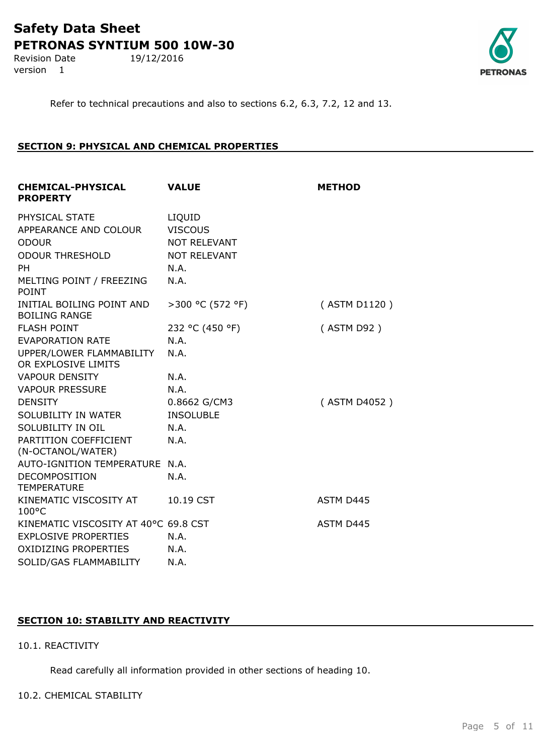Refer to technical precautions and also to sections 6.2, 6.3, 7.2, 12 and 13.

## SECTION 9: PHYSICAL AND CHEMICAL PROPERTIES

| CHEMICAL-PHYSICAL PROPERTY | VALUE | METHOD |
|---|---|---|
| PHYSICAL STATE | LIQUID | |
| APPEARANCE AND COLOUR | VISCOUS | |
| ODOUR | NOT RELEVANT | |
| ODOUR THRESHOLD | NOT RELEVANT | |
| PH | N.A. | |
| MELTING POINT / FREEZING POINT | N.A. | |
| INITIAL BOILING POINT AND BOILING RANGE | >300 °C (572 °F) | ( ASTM D1120 ) |
| FLASH POINT | 232 °C (450 °F) | ( ASTM D92 ) |
| EVAPORATION RATE | N.A. | |
| UPPER/LOWER FLAMMABILITY OR EXPLOSIVE LIMITS | N.A. | |
| VAPOUR DENSITY | N.A. | |
| VAPOUR PRESSURE | N.A. | |
| DENSITY | 0.8662 G/CM3 | ( ASTM D4052 ) |
| SOLUBILITY IN WATER | INSOLUBLE | |
| SOLUBILITY IN OIL | N.A. | |
| PARTITION COEFFICIENT (N-OCTANOL/WATER) | N.A. | |
| AUTO-IGNITION TEMPERATURE | N.A. | |
| DECOMPOSITION TEMPERATURE | N.A. | |
| KINEMATIC VISCOSITY AT 100°C | 10.19 CST | ASTM D445 |
| KINEMATIC VISCOSITY AT 40°C | 69.8 CST | ASTM D445 |
| EXPLOSIVE PROPERTIES | N.A. | |
| OXIDIZING PROPERTIES | N.A. | |
| SOLID/GAS FLAMMABILITY | N.A. | |

## SECTION 10: STABILITY AND REACTIVITY

10.1. REACTIVITY

Read carefully all information provided in other sections of heading 10.

10.2. CHEMICAL STABILITY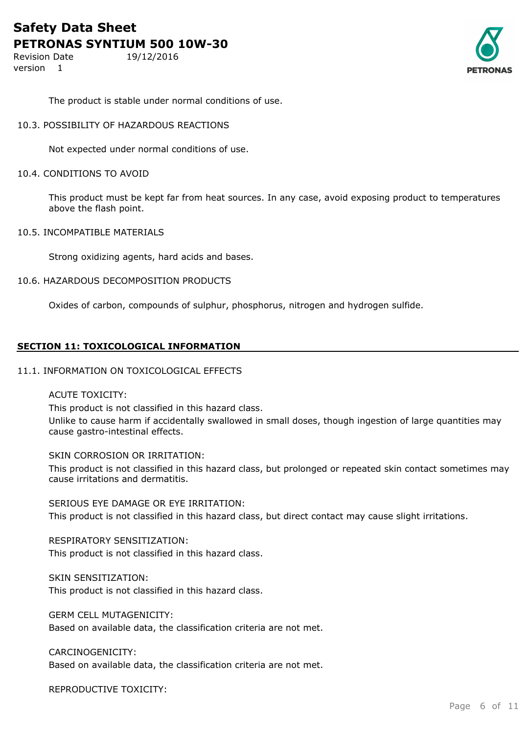The product is stable under normal conditions of use.

10.3. POSSIBILITY OF HAZARDOUS REACTIONS

Not expected under normal conditions of use.

10.4. CONDITIONS TO AVOID

This product must be kept far from heat sources. In any case, avoid exposing product to temperatures above the flash point.

10.5. INCOMPATIBLE MATERIALS

Strong oxidizing agents, hard acids and bases.

10.6. HAZARDOUS DECOMPOSITION PRODUCTS

Oxides of carbon, compounds of sulphur, phosphorus, nitrogen and hydrogen sulfide.

## SECTION 11: TOXICOLOGICAL INFORMATION

11.1. INFORMATION ON TOXICOLOGICAL EFFECTS

ACUTE TOXICITY:

This product is not classified in this hazard class.

Unlike to cause harm if accidentally swallowed in small doses, though ingestion of large quantities may cause gastro-intestinal effects.

SKIN CORROSION OR IRRITATION:

This product is not classified in this hazard class, but prolonged or repeated skin contact sometimes may cause irritations and dermatitis.

SERIOUS EYE DAMAGE OR EYE IRRITATION:

This product is not classified in this hazard class, but direct contact may cause slight irritations.

RESPIRATORY SENSITIZATION:

This product is not classified in this hazard class.

SKIN SENSITIZATION:

This product is not classified in this hazard class.

GERM CELL MUTAGENICITY:

Based on available data, the classification criteria are not met.

CARCINOGENICITY:

Based on available data, the classification criteria are not met.

REPRODUCTIVE TOXICITY: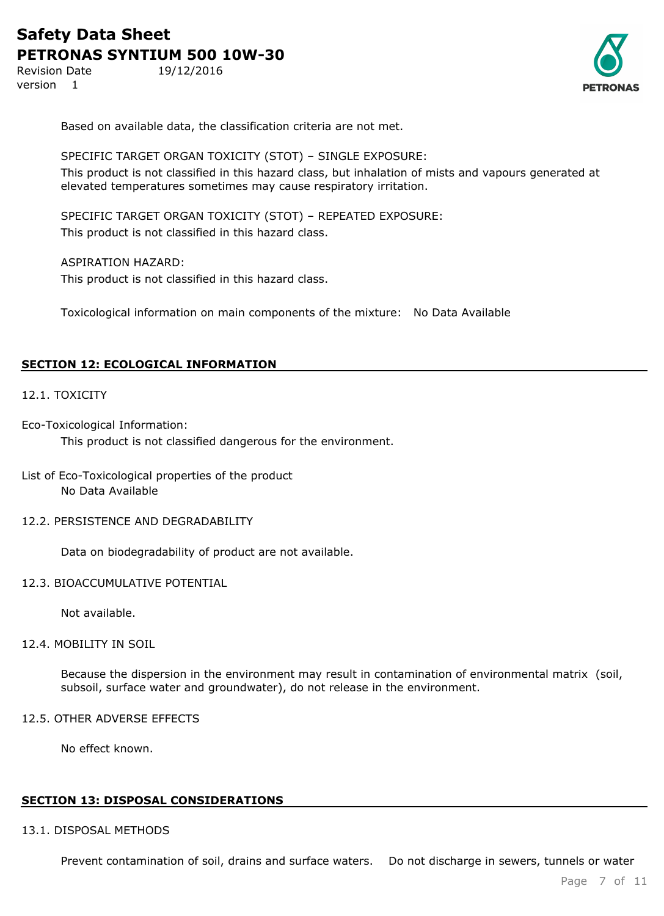Based on available data, the classification criteria are not met.

SPECIFIC TARGET ORGAN TOXICITY (STOT) – SINGLE EXPOSURE:
This product is not classified in this hazard class, but inhalation of mists and vapours generated at elevated temperatures sometimes may cause respiratory irritation.

SPECIFIC TARGET ORGAN TOXICITY (STOT) – REPEATED EXPOSURE:
This product is not classified in this hazard class.

ASPIRATION HAZARD:
This product is not classified in this hazard class.

Toxicological information on main components of the mixture: No Data Available

## SECTION 12: ECOLOGICAL INFORMATION

### 12.1. TOXICITY

Eco-Toxicological Information:
This product is not classified dangerous for the environment.

List of Eco-Toxicological properties of the product
No Data Available

### 12.2. PERSISTENCE AND DEGRADABILITY

Data on biodegradability of product are not available.

### 12.3. BIOACCUMULATIVE POTENTIAL

Not available.

### 12.4. MOBILITY IN SOIL

Because the dispersion in the environment may result in contamination of environmental matrix (soil, subsoil, surface water and groundwater), do not release in the environment.

### 12.5. OTHER ADVERSE EFFECTS

No effect known.

## SECTION 13: DISPOSAL CONSIDERATIONS

### 13.1. DISPOSAL METHODS

Prevent contamination of soil, drains and surface waters. Do not discharge in sewers, tunnels or water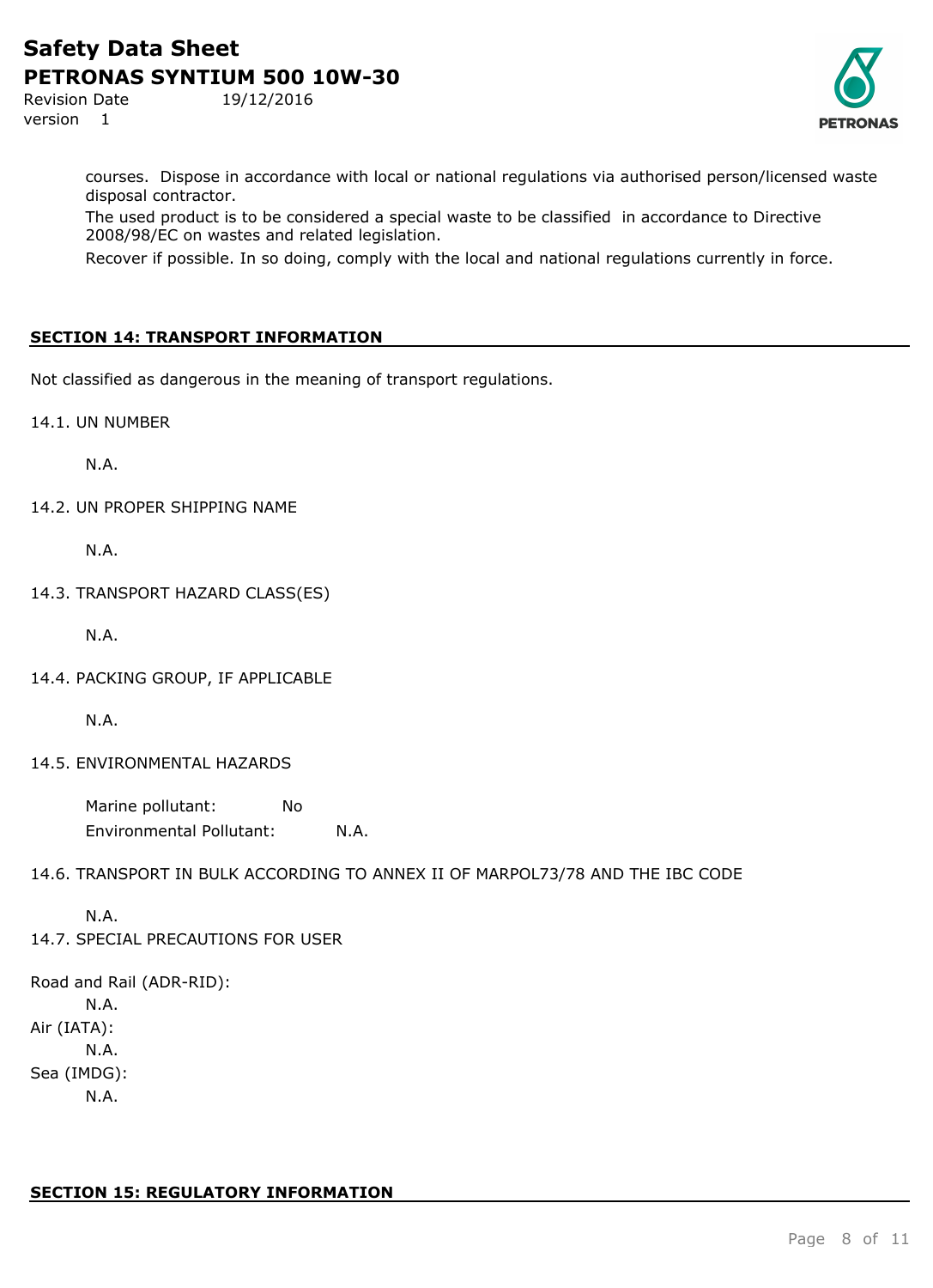courses. Dispose in accordance with local or national regulations via authorised person/licensed waste disposal contractor.

The used product is to be considered a special waste to be classified in accordance to Directive 2008/98/EC on wastes and related legislation.

Recover if possible. In so doing, comply with the local and national regulations currently in force.

## SECTION 14: TRANSPORT INFORMATION

Not classified as dangerous in the meaning of transport regulations.

14.1. UN NUMBER

N.A.

14.2. UN PROPER SHIPPING NAME

N.A.

14.3. TRANSPORT HAZARD CLASS(ES)

N.A.

14.4. PACKING GROUP, IF APPLICABLE

N.A.

14.5. ENVIRONMENTAL HAZARDS

Marine pollutant: No

Environmental Pollutant: N.A.

14.6. TRANSPORT IN BULK ACCORDING TO ANNEX II OF MARPOL73/78 AND THE IBC CODE

N.A.

14.7. SPECIAL PRECAUTIONS FOR USER

Road and Rail (ADR-RID):

N.A.

Air (IATA):

N.A.

Sea (IMDG):

N.A.

## SECTION 15: REGULATORY INFORMATION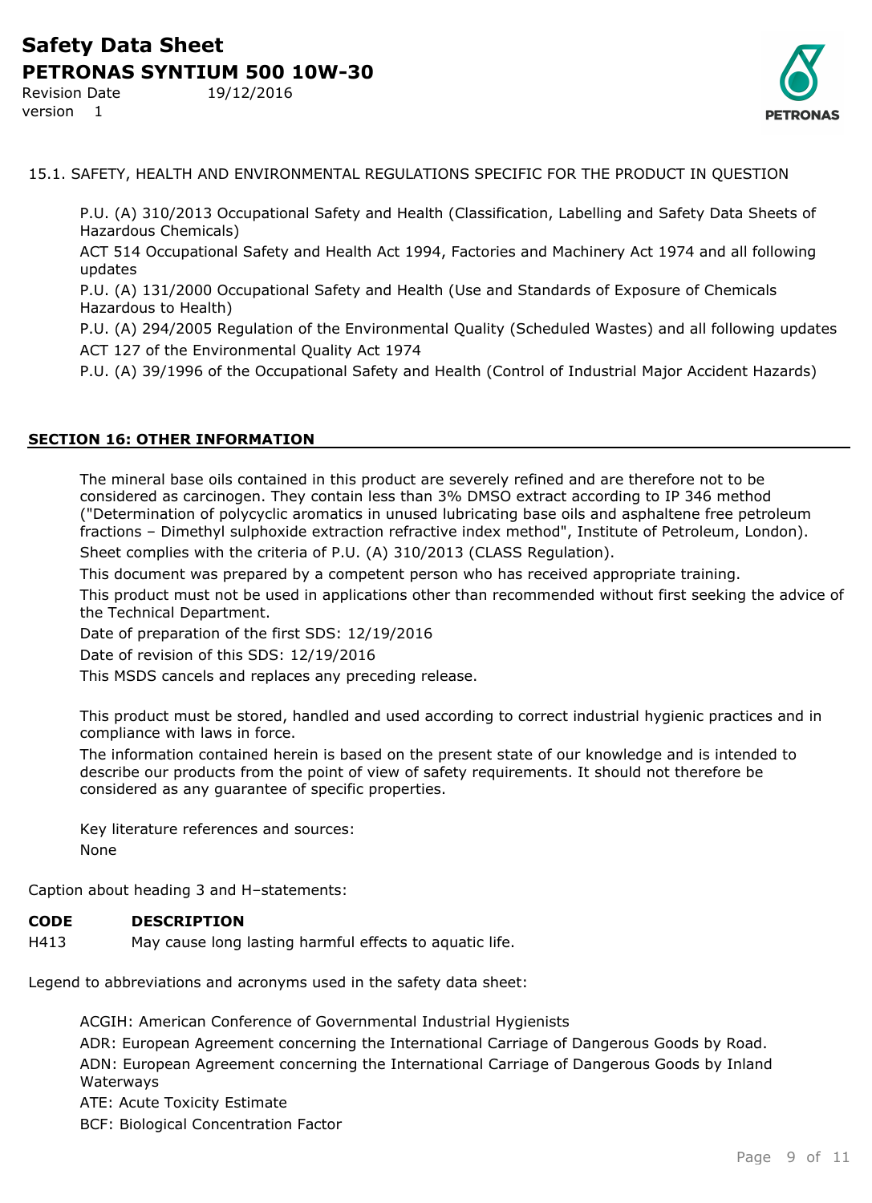15.1. SAFETY, HEALTH AND ENVIRONMENTAL REGULATIONS SPECIFIC FOR THE PRODUCT IN QUESTION

P.U. (A) 310/2013 Occupational Safety and Health (Classification, Labelling and Safety Data Sheets of Hazardous Chemicals)

ACT 514 Occupational Safety and Health Act 1994, Factories and Machinery Act 1974 and all following updates

P.U. (A) 131/2000 Occupational Safety and Health (Use and Standards of Exposure of Chemicals Hazardous to Health)

P.U. (A) 294/2005 Regulation of the Environmental Quality (Scheduled Wastes) and all following updates

ACT 127 of the Environmental Quality Act 1974

P.U. (A) 39/1996 of the Occupational Safety and Health (Control of Industrial Major Accident Hazards)

## SECTION 16: OTHER INFORMATION

The mineral base oils contained in this product are severely refined and are therefore not to be considered as carcinogen. They contain less than 3% DMSO extract according to IP 346 method ("Determination of polycyclic aromatics in unused lubricating base oils and asphaltene free petroleum fractions – Dimethyl sulphoxide extraction refractive index method", Institute of Petroleum, London).

Sheet complies with the criteria of P.U. (A) 310/2013 (CLASS Regulation).

This document was prepared by a competent person who has received appropriate training.

This product must not be used in applications other than recommended without first seeking the advice of the Technical Department.

Date of preparation of the first SDS: 12/19/2016

Date of revision of this SDS: 12/19/2016

This MSDS cancels and replaces any preceding release.

This product must be stored, handled and used according to correct industrial hygienic practices and in compliance with laws in force.

The information contained herein is based on the present state of our knowledge and is intended to describe our products from the point of view of safety requirements. It should not therefore be considered as any guarantee of specific properties.

Key literature references and sources:

None

Caption about heading 3 and H–statements:

| CODE | DESCRIPTION |
|---|---|
| H413 | May cause long lasting harmful effects to aquatic life. |

Legend to abbreviations and acronyms used in the safety data sheet:

ACGIH: American Conference of Governmental Industrial Hygienists

ADR: European Agreement concerning the International Carriage of Dangerous Goods by Road.

ADN: European Agreement concerning the International Carriage of Dangerous Goods by Inland Waterways

ATE: Acute Toxicity Estimate

BCF: Biological Concentration Factor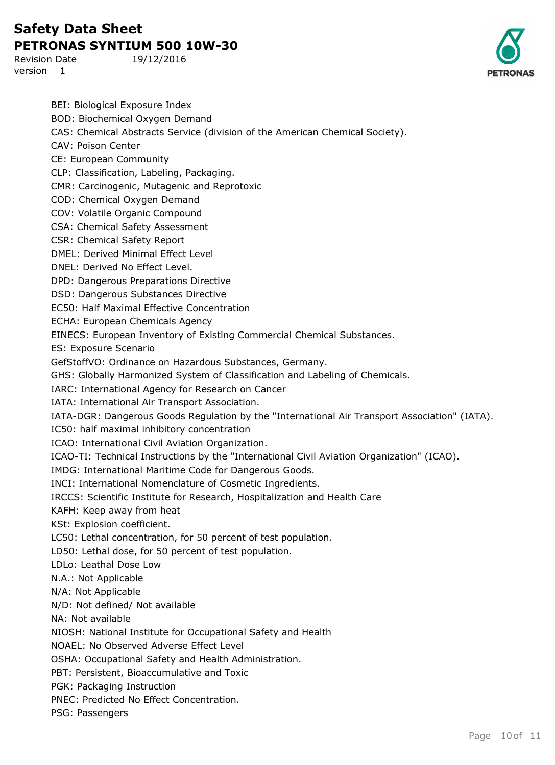BEI: Biological Exposure Index
BOD: Biochemical Oxygen Demand
CAS: Chemical Abstracts Service (division of the American Chemical Society).
CAV: Poison Center
CE: European Community
CLP: Classification, Labeling, Packaging.
CMR: Carcinogenic, Mutagenic and Reprotoxic
COD: Chemical Oxygen Demand
COV: Volatile Organic Compound
CSA: Chemical Safety Assessment
CSR: Chemical Safety Report
DMEL: Derived Minimal Effect Level
DNEL: Derived No Effect Level.
DPD: Dangerous Preparations Directive
DSD: Dangerous Substances Directive
EC50: Half Maximal Effective Concentration
ECHA: European Chemicals Agency
EINECS: European Inventory of Existing Commercial Chemical Substances.
ES: Exposure Scenario
GefStoffVO: Ordinance on Hazardous Substances, Germany.
GHS: Globally Harmonized System of Classification and Labeling of Chemicals.
IARC: International Agency for Research on Cancer
IATA: International Air Transport Association.
IATA-DGR: Dangerous Goods Regulation by the "International Air Transport Association" (IATA).
IC50: half maximal inhibitory concentration
ICAO: International Civil Aviation Organization.
ICAO-TI: Technical Instructions by the "International Civil Aviation Organization" (ICAO).
IMDG: International Maritime Code for Dangerous Goods.
INCI: International Nomenclature of Cosmetic Ingredients.
IRCCS: Scientific Institute for Research, Hospitalization and Health Care
KAFH: Keep away from heat
KSt: Explosion coefficient.
LC50: Lethal concentration, for 50 percent of test population.
LD50: Lethal dose, for 50 percent of test population.
LDLo: Leathal Dose Low
N.A.: Not Applicable
N/A: Not Applicable
N/D: Not defined/ Not available
NA: Not available
NIOSH: National Institute for Occupational Safety and Health
NOAEL: No Observed Adverse Effect Level
OSHA: Occupational Safety and Health Administration.
PBT: Persistent, Bioaccumulative and Toxic
PGK: Packaging Instruction
PNEC: Predicted No Effect Concentration.
PSG: Passengers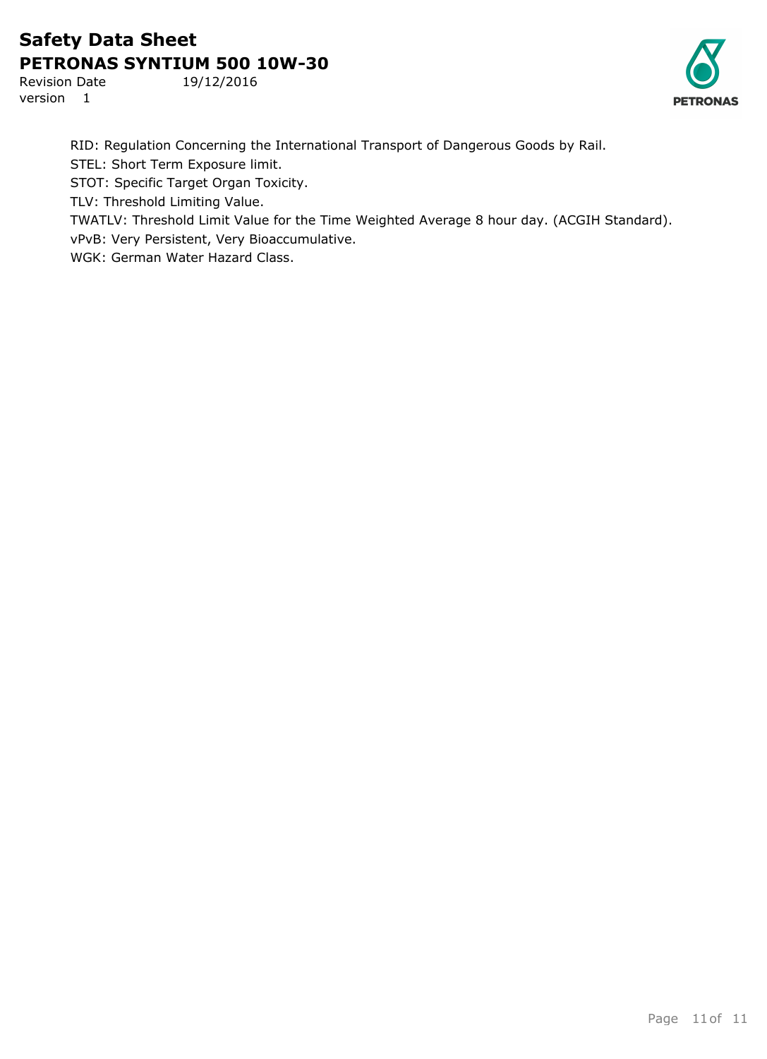RID: Regulation Concerning the International Transport of Dangerous Goods by Rail.

STEL: Short Term Exposure limit.

STOT: Specific Target Organ Toxicity.

TLV: Threshold Limiting Value.

TWATLV: Threshold Limit Value for the Time Weighted Average 8 hour day. (ACGIH Standard).

vPvB: Very Persistent, Very Bioaccumulative.

WGK: German Water Hazard Class.